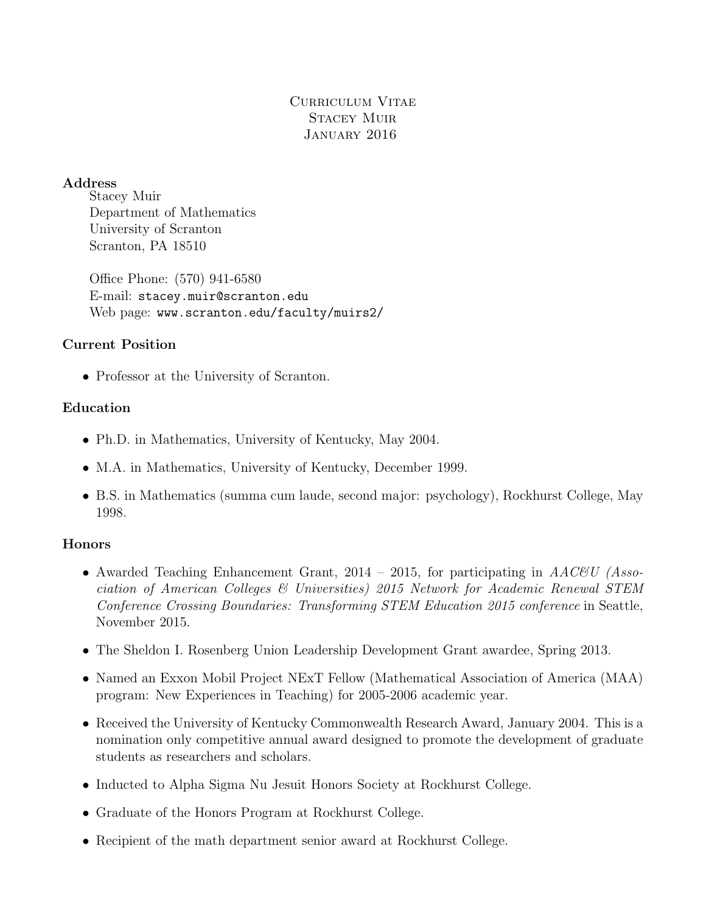# Curriculum Vitae
## Stacey Muir
### January 2016

**Address**

Stacey Muir
Department of Mathematics
University of Scranton
Scranton, PA 18510

Office Phone: (570) 941-6580
E-mail: `stacey.muir@scranton.edu`
Web page: `www.scranton.edu/faculty/muirs2/`

**Current Position**

- Professor at the University of Scranton.

**Education**

- Ph.D. in Mathematics, University of Kentucky, May 2004.
- M.A. in Mathematics, University of Kentucky, December 1999.
- B.S. in Mathematics (summa cum laude, second major: psychology), Rockhurst College, May 1998.

**Honors**

- Awarded Teaching Enhancement Grant, 2014 – 2015, for participating in *AAC&U (Association of American Colleges & Universities) 2015 Network for Academic Renewal STEM Conference Crossing Boundaries: Transforming STEM Education 2015 conference* in Seattle, November 2015.
- The Sheldon I. Rosenberg Union Leadership Development Grant awardee, Spring 2013.
- Named an Exxon Mobil Project NExT Fellow (Mathematical Association of America (MAA) program: New Experiences in Teaching) for 2005-2006 academic year.
- Received the University of Kentucky Commonwealth Research Award, January 2004. This is a nomination only competitive annual award designed to promote the development of graduate students as researchers and scholars.
- Inducted to Alpha Sigma Nu Jesuit Honors Society at Rockhurst College.
- Graduate of the Honors Program at Rockhurst College.
- Recipient of the math department senior award at Rockhurst College.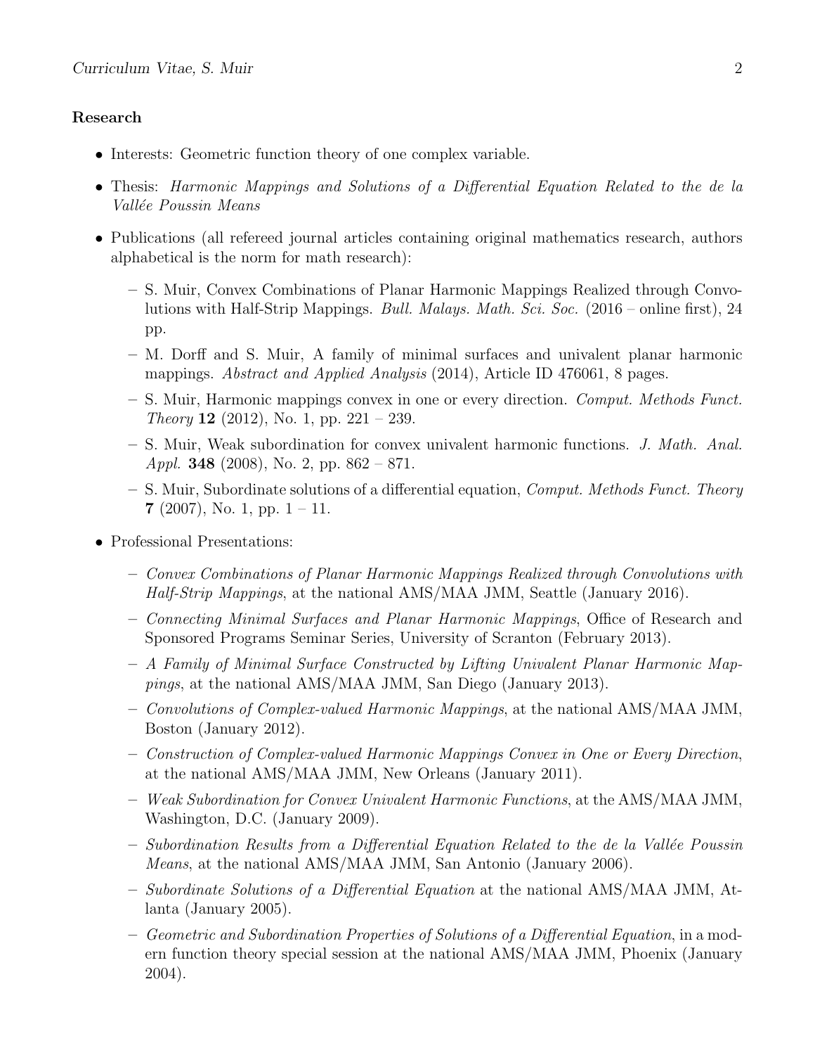**Research**

- Interests: Geometric function theory of one complex variable.
- Thesis: *Harmonic Mappings and Solutions of a Differential Equation Related to the de la Vallée Poussin Means*
- Publications (all refereed journal articles containing original mathematics research, authors alphabetical is the norm for math research):
  - S. Muir, Convex Combinations of Planar Harmonic Mappings Realized through Convolutions with Half-Strip Mappings. *Bull. Malays. Math. Sci. Soc.* (2016 – online first), 24 pp.
  - M. Dorff and S. Muir, A family of minimal surfaces and univalent planar harmonic mappings. *Abstract and Applied Analysis* (2014), Article ID 476061, 8 pages.
  - S. Muir, Harmonic mappings convex in one or every direction. *Comput. Methods Funct. Theory* **12** (2012), No. 1, pp. 221 – 239.
  - S. Muir, Weak subordination for convex univalent harmonic functions. *J. Math. Anal. Appl.* **348** (2008), No. 2, pp. 862 – 871.
  - S. Muir, Subordinate solutions of a differential equation, *Comput. Methods Funct. Theory* **7** (2007), No. 1, pp. 1 – 11.
- Professional Presentations:
  - *Convex Combinations of Planar Harmonic Mappings Realized through Convolutions with Half-Strip Mappings*, at the national AMS/MAA JMM, Seattle (January 2016).
  - *Connecting Minimal Surfaces and Planar Harmonic Mappings*, Office of Research and Sponsored Programs Seminar Series, University of Scranton (February 2013).
  - *A Family of Minimal Surface Constructed by Lifting Univalent Planar Harmonic Mappings*, at the national AMS/MAA JMM, San Diego (January 2013).
  - *Convolutions of Complex-valued Harmonic Mappings*, at the national AMS/MAA JMM, Boston (January 2012).
  - *Construction of Complex-valued Harmonic Mappings Convex in One or Every Direction*, at the national AMS/MAA JMM, New Orleans (January 2011).
  - *Weak Subordination for Convex Univalent Harmonic Functions*, at the AMS/MAA JMM, Washington, D.C. (January 2009).
  - *Subordination Results from a Differential Equation Related to the de la Vallée Poussin Means*, at the national AMS/MAA JMM, San Antonio (January 2006).
  - *Subordinate Solutions of a Differential Equation* at the national AMS/MAA JMM, Atlanta (January 2005).
  - *Geometric and Subordination Properties of Solutions of a Differential Equation*, in a modern function theory special session at the national AMS/MAA JMM, Phoenix (January 2004).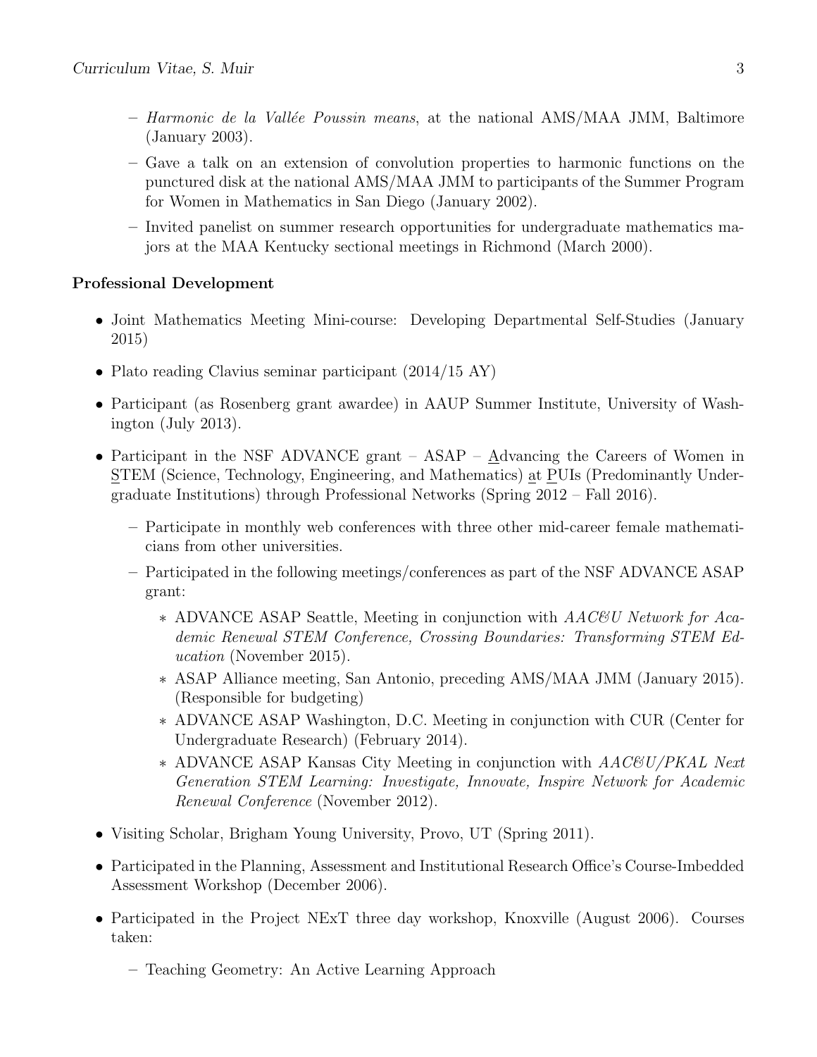- *Harmonic de la Vallée Poussin means*, at the national AMS/MAA JMM, Baltimore (January 2003).
  - Gave a talk on an extension of convolution properties to harmonic functions on the punctured disk at the national AMS/MAA JMM to participants of the Summer Program for Women in Mathematics in San Diego (January 2002).
  - Invited panelist on summer research opportunities for undergraduate mathematics majors at the MAA Kentucky sectional meetings in Richmond (March 2000).

**Professional Development**

- Joint Mathematics Meeting Mini-course: Developing Departmental Self-Studies (January 2015)
- Plato reading Clavius seminar participant (2014/15 AY)
- Participant (as Rosenberg grant awardee) in AAUP Summer Institute, University of Washington (July 2013).
- Participant in the NSF ADVANCE grant – ASAP – Advancing the Careers of Women in STEM (Science, Technology, Engineering, and Mathematics) at PUIs (Predominantly Undergraduate Institutions) through Professional Networks (Spring 2012 – Fall 2016).
  - Participate in monthly web conferences with three other mid-career female mathematicians from other universities.
  - Participated in the following meetings/conferences as part of the NSF ADVANCE ASAP grant:
    - ADVANCE ASAP Seattle, Meeting in conjunction with *AAC&U Network for Academic Renewal STEM Conference, Crossing Boundaries: Transforming STEM Education* (November 2015).
    - ASAP Alliance meeting, San Antonio, preceding AMS/MAA JMM (January 2015). (Responsible for budgeting)
    - ADVANCE ASAP Washington, D.C. Meeting in conjunction with CUR (Center for Undergraduate Research) (February 2014).
    - ADVANCE ASAP Kansas City Meeting in conjunction with *AAC&U/PKAL Next Generation STEM Learning: Investigate, Innovate, Inspire Network for Academic Renewal Conference* (November 2012).
- Visiting Scholar, Brigham Young University, Provo, UT (Spring 2011).
- Participated in the Planning, Assessment and Institutional Research Office's Course-Imbedded Assessment Workshop (December 2006).
- Participated in the Project NExT three day workshop, Knoxville (August 2006). Courses taken:
  - Teaching Geometry: An Active Learning Approach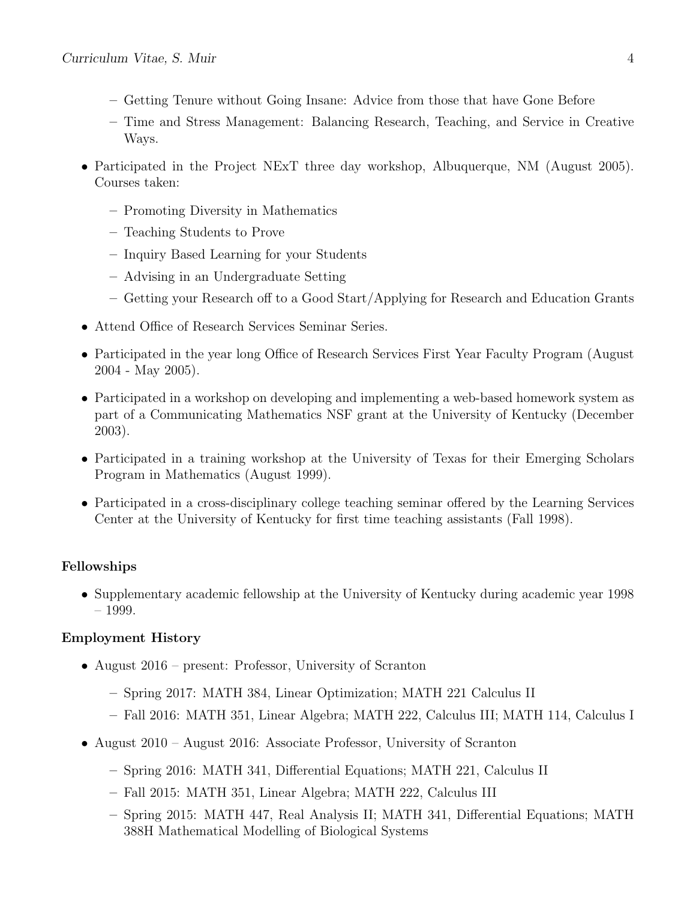- Getting Tenure without Going Insane: Advice from those that have Gone Before
  - Time and Stress Management: Balancing Research, Teaching, and Service in Creative Ways.

- Participated in the Project NExT three day workshop, Albuquerque, NM (August 2005). Courses taken:
  - Promoting Diversity in Mathematics
  - Teaching Students to Prove
  - Inquiry Based Learning for your Students
  - Advising in an Undergraduate Setting
  - Getting your Research off to a Good Start/Applying for Research and Education Grants

- Attend Office of Research Services Seminar Series.

- Participated in the year long Office of Research Services First Year Faculty Program (August 2004 - May 2005).

- Participated in a workshop on developing and implementing a web-based homework system as part of a Communicating Mathematics NSF grant at the University of Kentucky (December 2003).

- Participated in a training workshop at the University of Texas for their Emerging Scholars Program in Mathematics (August 1999).

- Participated in a cross-disciplinary college teaching seminar offered by the Learning Services Center at the University of Kentucky for first time teaching assistants (Fall 1998).

**Fellowships**

- Supplementary academic fellowship at the University of Kentucky during academic year 1998 – 1999.

**Employment History**

- August 2016 – present: Professor, University of Scranton
  - Spring 2017: MATH 384, Linear Optimization; MATH 221 Calculus II
  - Fall 2016: MATH 351, Linear Algebra; MATH 222, Calculus III; MATH 114, Calculus I

- August 2010 – August 2016: Associate Professor, University of Scranton
  - Spring 2016: MATH 341, Differential Equations; MATH 221, Calculus II
  - Fall 2015: MATH 351, Linear Algebra; MATH 222, Calculus III
  - Spring 2015: MATH 447, Real Analysis II; MATH 341, Differential Equations; MATH 388H Mathematical Modelling of Biological Systems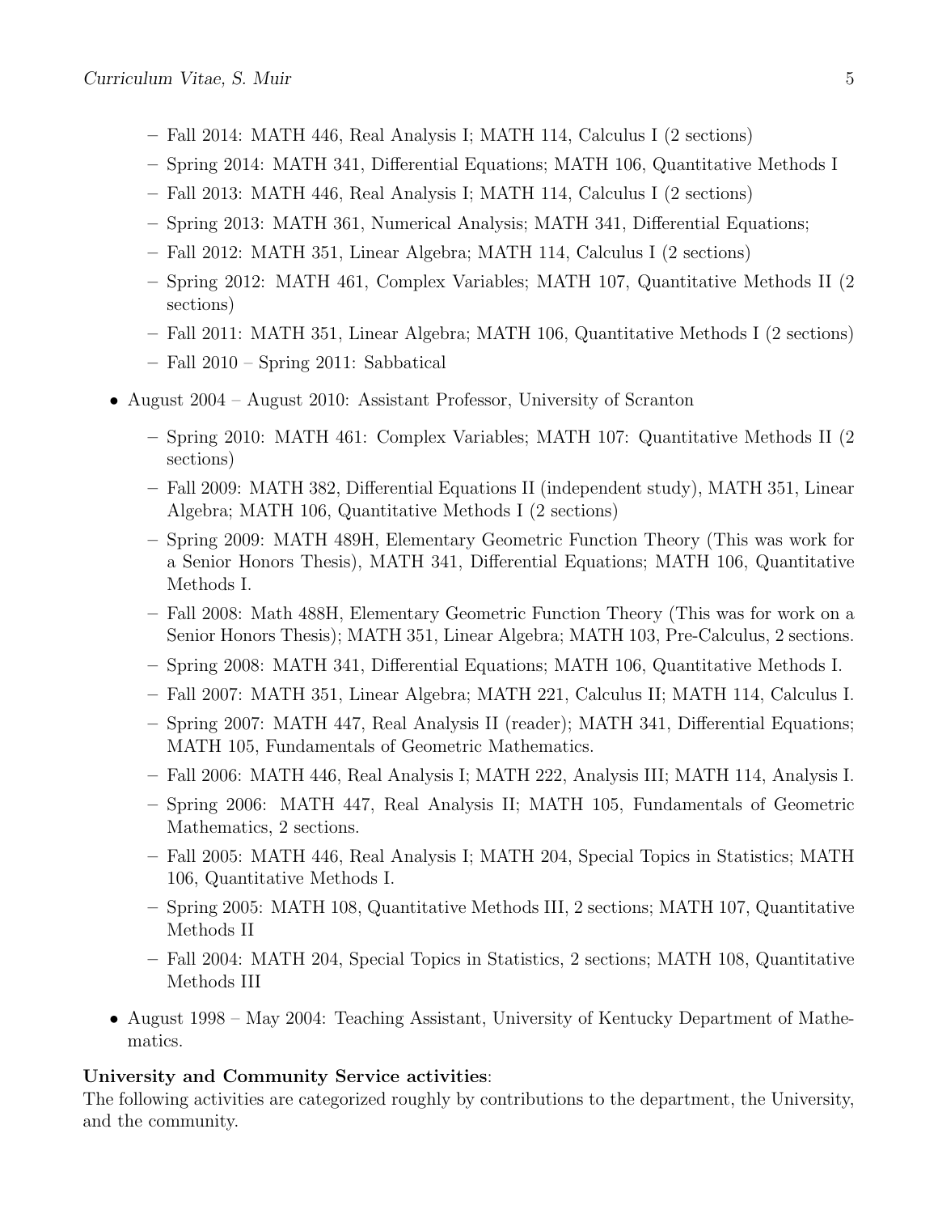- Fall 2014: MATH 446, Real Analysis I; MATH 114, Calculus I (2 sections)
  - Spring 2014: MATH 341, Differential Equations; MATH 106, Quantitative Methods I
  - Fall 2013: MATH 446, Real Analysis I; MATH 114, Calculus I (2 sections)
  - Spring 2013: MATH 361, Numerical Analysis; MATH 341, Differential Equations;
  - Fall 2012: MATH 351, Linear Algebra; MATH 114, Calculus I (2 sections)
  - Spring 2012: MATH 461, Complex Variables; MATH 107, Quantitative Methods II (2 sections)
  - Fall 2011: MATH 351, Linear Algebra; MATH 106, Quantitative Methods I (2 sections)
  - Fall 2010 – Spring 2011: Sabbatical

- August 2004 – August 2010: Assistant Professor, University of Scranton
  - Spring 2010: MATH 461: Complex Variables; MATH 107: Quantitative Methods II (2 sections)
  - Fall 2009: MATH 382, Differential Equations II (independent study), MATH 351, Linear Algebra; MATH 106, Quantitative Methods I (2 sections)
  - Spring 2009: MATH 489H, Elementary Geometric Function Theory (This was work for a Senior Honors Thesis), MATH 341, Differential Equations; MATH 106, Quantitative Methods I.
  - Fall 2008: Math 488H, Elementary Geometric Function Theory (This was for work on a Senior Honors Thesis); MATH 351, Linear Algebra; MATH 103, Pre-Calculus, 2 sections.
  - Spring 2008: MATH 341, Differential Equations; MATH 106, Quantitative Methods I.
  - Fall 2007: MATH 351, Linear Algebra; MATH 221, Calculus II; MATH 114, Calculus I.
  - Spring 2007: MATH 447, Real Analysis II (reader); MATH 341, Differential Equations; MATH 105, Fundamentals of Geometric Mathematics.
  - Fall 2006: MATH 446, Real Analysis I; MATH 222, Analysis III; MATH 114, Analysis I.
  - Spring 2006: MATH 447, Real Analysis II; MATH 105, Fundamentals of Geometric Mathematics, 2 sections.
  - Fall 2005: MATH 446, Real Analysis I; MATH 204, Special Topics in Statistics; MATH 106, Quantitative Methods I.
  - Spring 2005: MATH 108, Quantitative Methods III, 2 sections; MATH 107, Quantitative Methods II
  - Fall 2004: MATH 204, Special Topics in Statistics, 2 sections; MATH 108, Quantitative Methods III

- August 1998 – May 2004: Teaching Assistant, University of Kentucky Department of Mathematics.

**University and Community Service activities**:
The following activities are categorized roughly by contributions to the department, the University, and the community.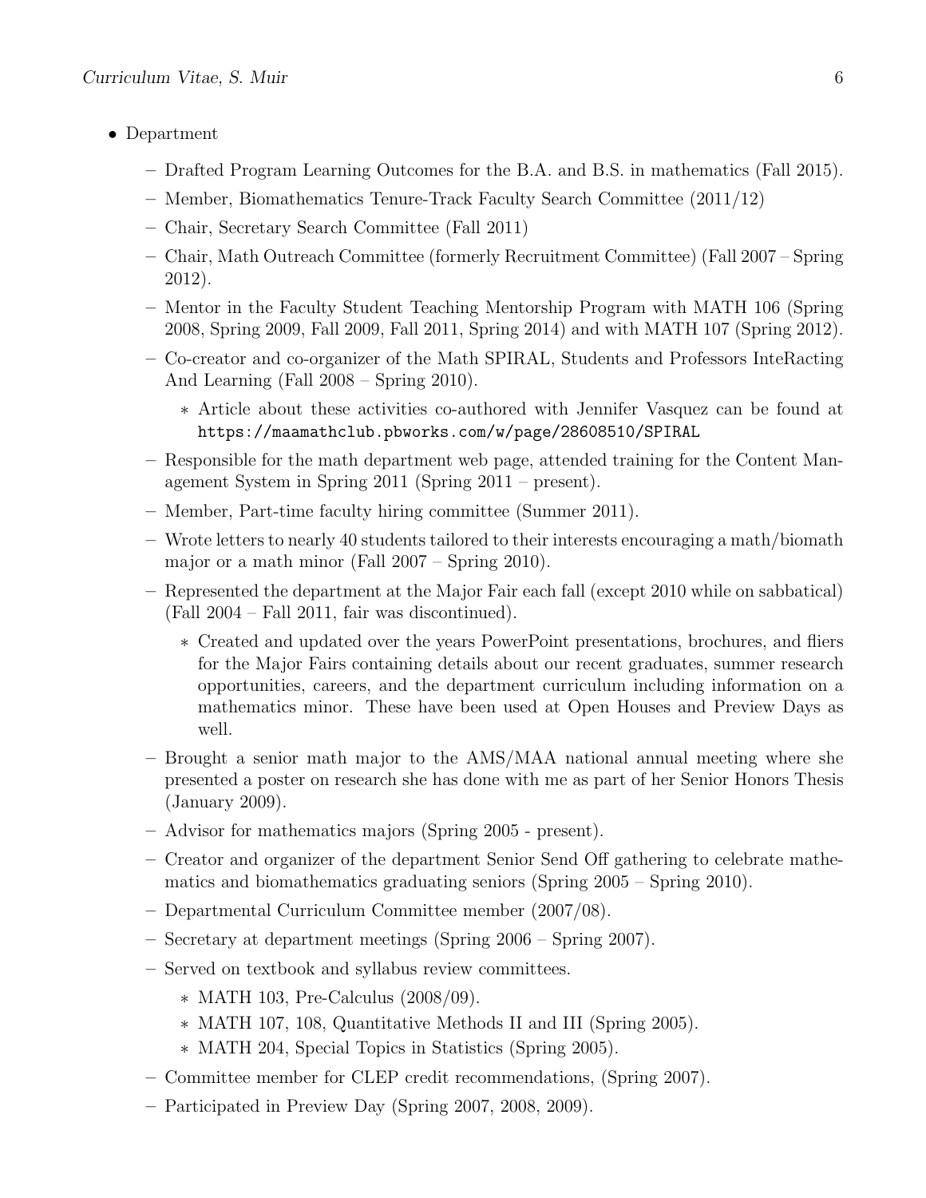- Department
  - Drafted Program Learning Outcomes for the B.A. and B.S. in mathematics (Fall 2015).
  - Member, Biomathematics Tenure-Track Faculty Search Committee (2011/12)
  - Chair, Secretary Search Committee (Fall 2011)
  - Chair, Math Outreach Committee (formerly Recruitment Committee) (Fall 2007 – Spring 2012).
  - Mentor in the Faculty Student Teaching Mentorship Program with MATH 106 (Spring 2008, Spring 2009, Fall 2009, Fall 2011, Spring 2014) and with MATH 107 (Spring 2012).
  - Co-creator and co-organizer of the Math SPIRAL, Students and Professors InteRacting And Learning (Fall 2008 – Spring 2010).
    - Article about these activities co-authored with Jennifer Vasquez can be found at `https://maamathclub.pbworks.com/w/page/28608510/SPIRAL`
  - Responsible for the math department web page, attended training for the Content Management System in Spring 2011 (Spring 2011 – present).
  - Member, Part-time faculty hiring committee (Summer 2011).
  - Wrote letters to nearly 40 students tailored to their interests encouraging a math/biomath major or a math minor (Fall 2007 – Spring 2010).
  - Represented the department at the Major Fair each fall (except 2010 while on sabbatical) (Fall 2004 – Fall 2011, fair was discontinued).
    - Created and updated over the years PowerPoint presentations, brochures, and fliers for the Major Fairs containing details about our recent graduates, summer research opportunities, careers, and the department curriculum including information on a mathematics minor. These have been used at Open Houses and Preview Days as well.
  - Brought a senior math major to the AMS/MAA national annual meeting where she presented a poster on research she has done with me as part of her Senior Honors Thesis (January 2009).
  - Advisor for mathematics majors (Spring 2005 - present).
  - Creator and organizer of the department Senior Send Off gathering to celebrate mathematics and biomathematics graduating seniors (Spring 2005 – Spring 2010).
  - Departmental Curriculum Committee member (2007/08).
  - Secretary at department meetings (Spring 2006 – Spring 2007).
  - Served on textbook and syllabus review committees.
    - MATH 103, Pre-Calculus (2008/09).
    - MATH 107, 108, Quantitative Methods II and III (Spring 2005).
    - MATH 204, Special Topics in Statistics (Spring 2005).
  - Committee member for CLEP credit recommendations, (Spring 2007).
  - Participated in Preview Day (Spring 2007, 2008, 2009).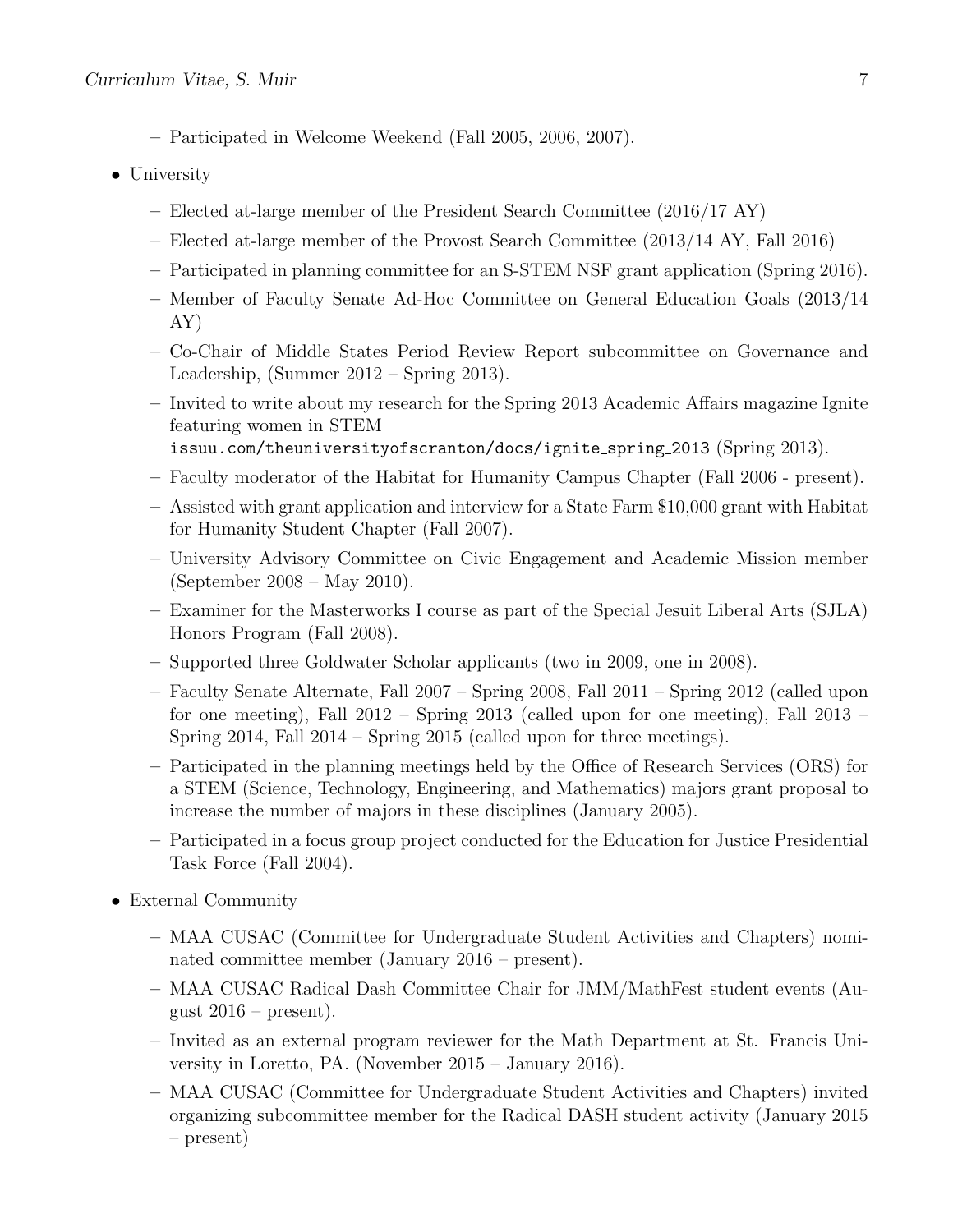- Participated in Welcome Weekend (Fall 2005, 2006, 2007).

- University
  - Elected at-large member of the President Search Committee (2016/17 AY)
  - Elected at-large member of the Provost Search Committee (2013/14 AY, Fall 2016)
  - Participated in planning committee for an S-STEM NSF grant application (Spring 2016).
  - Member of Faculty Senate Ad-Hoc Committee on General Education Goals (2013/14 AY)
  - Co-Chair of Middle States Period Review Report subcommittee on Governance and Leadership, (Summer 2012 – Spring 2013).
  - Invited to write about my research for the Spring 2013 Academic Affairs magazine Ignite featuring women in STEM `issuu.com/theuniversityofscranton/docs/ignite_spring_2013` (Spring 2013).
  - Faculty moderator of the Habitat for Humanity Campus Chapter (Fall 2006 - present).
  - Assisted with grant application and interview for a State Farm $10,000 grant with Habitat for Humanity Student Chapter (Fall 2007).
  - University Advisory Committee on Civic Engagement and Academic Mission member (September 2008 – May 2010).
  - Examiner for the Masterworks I course as part of the Special Jesuit Liberal Arts (SJLA) Honors Program (Fall 2008).
  - Supported three Goldwater Scholar applicants (two in 2009, one in 2008).
  - Faculty Senate Alternate, Fall 2007 – Spring 2008, Fall 2011 – Spring 2012 (called upon for one meeting), Fall 2012 – Spring 2013 (called upon for one meeting), Fall 2013 – Spring 2014, Fall 2014 – Spring 2015 (called upon for three meetings).
  - Participated in the planning meetings held by the Office of Research Services (ORS) for a STEM (Science, Technology, Engineering, and Mathematics) majors grant proposal to increase the number of majors in these disciplines (January 2005).
  - Participated in a focus group project conducted for the Education for Justice Presidential Task Force (Fall 2004).

- External Community
  - MAA CUSAC (Committee for Undergraduate Student Activities and Chapters) nominated committee member (January 2016 – present).
  - MAA CUSAC Radical Dash Committee Chair for JMM/MathFest student events (August 2016 – present).
  - Invited as an external program reviewer for the Math Department at St. Francis University in Loretto, PA. (November 2015 – January 2016).
  - MAA CUSAC (Committee for Undergraduate Student Activities and Chapters) invited organizing subcommittee member for the Radical DASH student activity (January 2015 – present)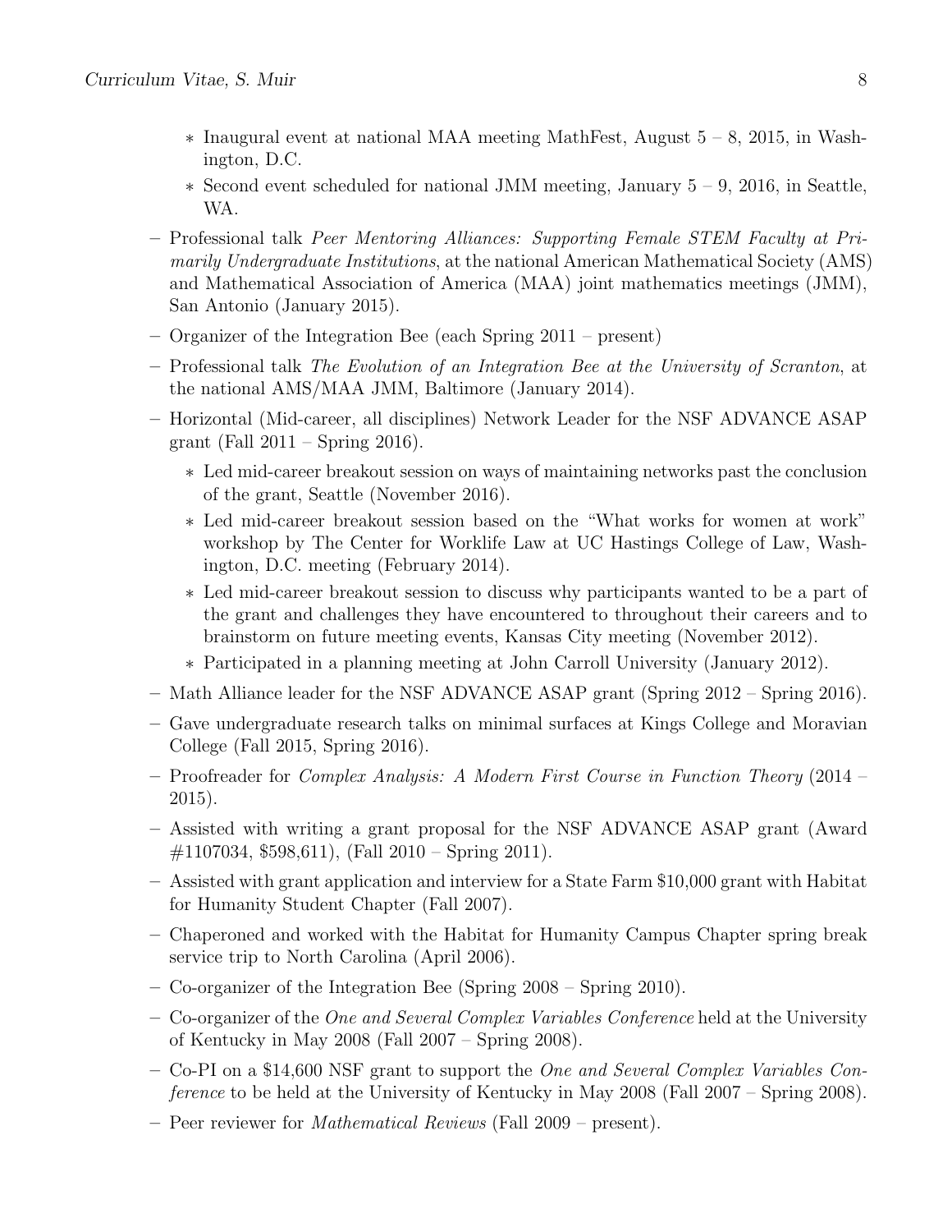- Inaugural event at national MAA meeting MathFest, August 5 – 8, 2015, in Washington, D.C.
    - Second event scheduled for national JMM meeting, January 5 – 9, 2016, in Seattle, WA.
- Professional talk *Peer Mentoring Alliances: Supporting Female STEM Faculty at Primarily Undergraduate Institutions*, at the national American Mathematical Society (AMS) and Mathematical Association of America (MAA) joint mathematics meetings (JMM), San Antonio (January 2015).
- Organizer of the Integration Bee (each Spring 2011 – present)
- Professional talk *The Evolution of an Integration Bee at the University of Scranton*, at the national AMS/MAA JMM, Baltimore (January 2014).
- Horizontal (Mid-career, all disciplines) Network Leader for the NSF ADVANCE ASAP grant (Fall 2011 – Spring 2016).
    - Led mid-career breakout session on ways of maintaining networks past the conclusion of the grant, Seattle (November 2016).
    - Led mid-career breakout session based on the "What works for women at work" workshop by The Center for Worklife Law at UC Hastings College of Law, Washington, D.C. meeting (February 2014).
    - Led mid-career breakout session to discuss why participants wanted to be a part of the grant and challenges they have encountered to throughout their careers and to brainstorm on future meeting events, Kansas City meeting (November 2012).
    - Participated in a planning meeting at John Carroll University (January 2012).
- Math Alliance leader for the NSF ADVANCE ASAP grant (Spring 2012 – Spring 2016).
- Gave undergraduate research talks on minimal surfaces at Kings College and Moravian College (Fall 2015, Spring 2016).
- Proofreader for *Complex Analysis: A Modern First Course in Function Theory* (2014 – 2015).
- Assisted with writing a grant proposal for the NSF ADVANCE ASAP grant (Award #1107034, $598,611), (Fall 2010 – Spring 2011).
- Assisted with grant application and interview for a State Farm $10,000 grant with Habitat for Humanity Student Chapter (Fall 2007).
- Chaperoned and worked with the Habitat for Humanity Campus Chapter spring break service trip to North Carolina (April 2006).
- Co-organizer of the Integration Bee (Spring 2008 – Spring 2010).
- Co-organizer of the *One and Several Complex Variables Conference* held at the University of Kentucky in May 2008 (Fall 2007 – Spring 2008).
- Co-PI on a $14,600 NSF grant to support the *One and Several Complex Variables Conference* to be held at the University of Kentucky in May 2008 (Fall 2007 – Spring 2008).
- Peer reviewer for *Mathematical Reviews* (Fall 2009 – present).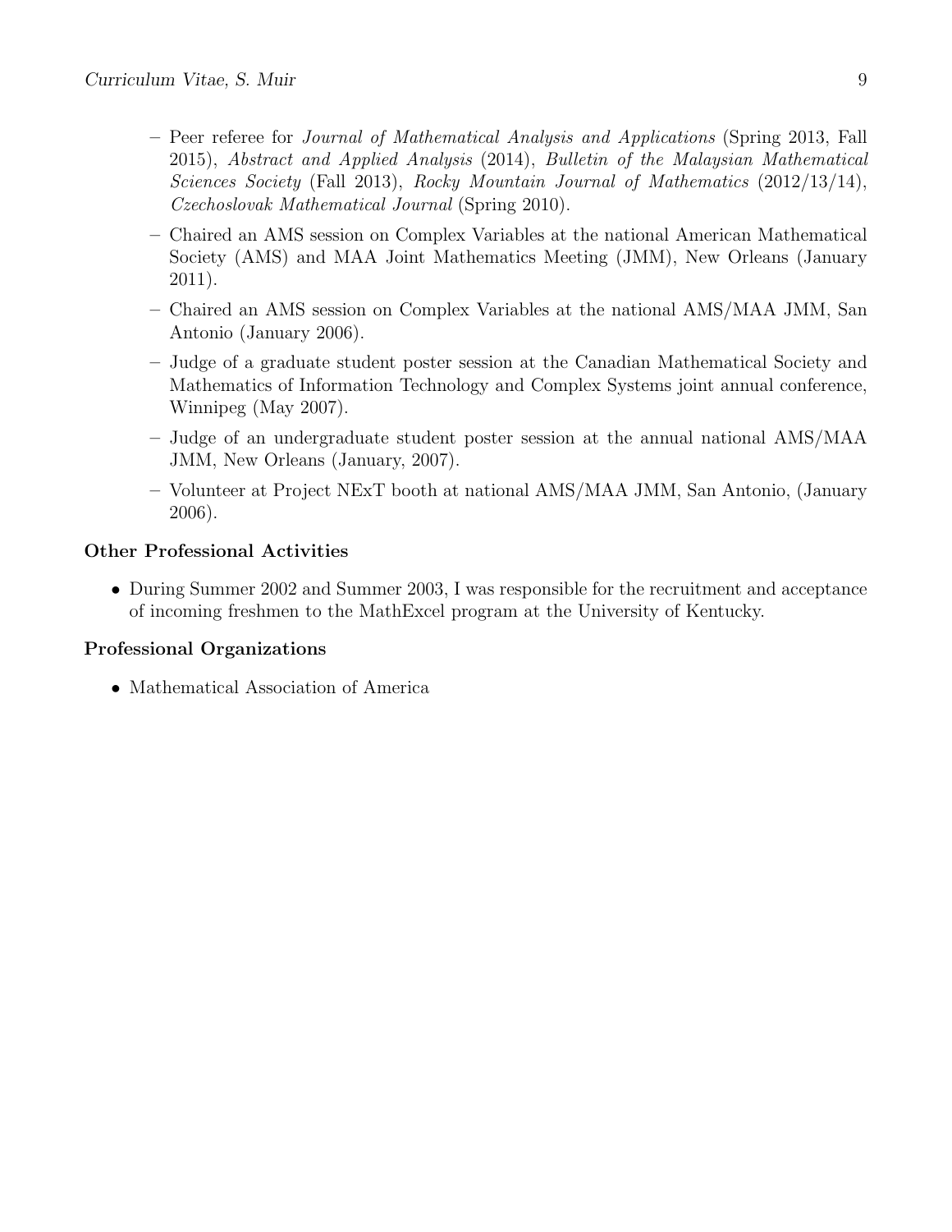- Peer referee for *Journal of Mathematical Analysis and Applications* (Spring 2013, Fall 2015), *Abstract and Applied Analysis* (2014), *Bulletin of the Malaysian Mathematical Sciences Society* (Fall 2013), *Rocky Mountain Journal of Mathematics* (2012/13/14), *Czechoslovak Mathematical Journal* (Spring 2010).
- Chaired an AMS session on Complex Variables at the national American Mathematical Society (AMS) and MAA Joint Mathematics Meeting (JMM), New Orleans (January 2011).
- Chaired an AMS session on Complex Variables at the national AMS/MAA JMM, San Antonio (January 2006).
- Judge of a graduate student poster session at the Canadian Mathematical Society and Mathematics of Information Technology and Complex Systems joint annual conference, Winnipeg (May 2007).
- Judge of an undergraduate student poster session at the annual national AMS/MAA JMM, New Orleans (January, 2007).
- Volunteer at Project NExT booth at national AMS/MAA JMM, San Antonio, (January 2006).

### Other Professional Activities

- During Summer 2002 and Summer 2003, I was responsible for the recruitment and acceptance of incoming freshmen to the MathExcel program at the University of Kentucky.

### Professional Organizations

- Mathematical Association of America